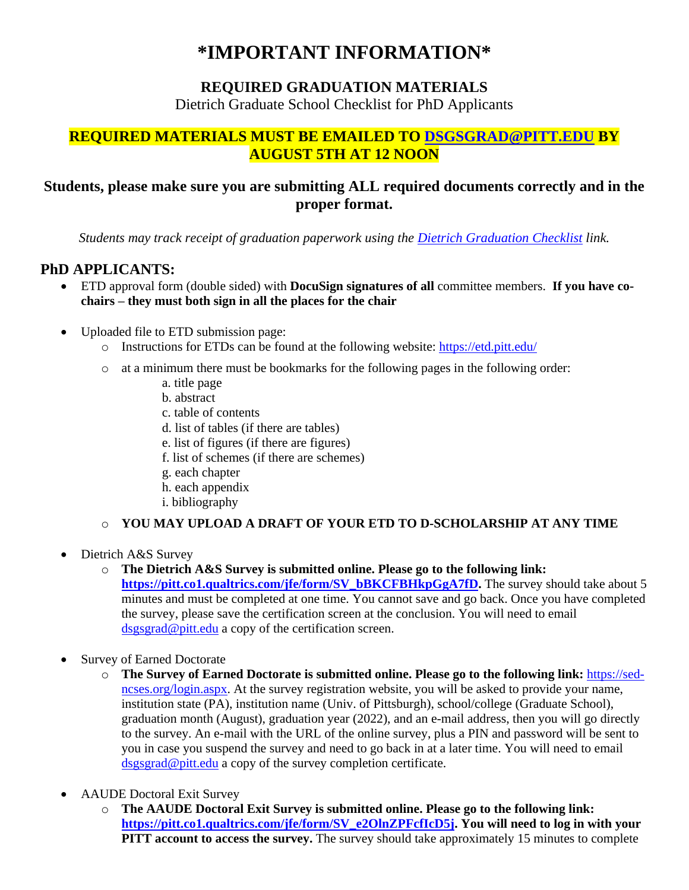# *IMPORTANT INFORMATION*

## REQUIRED GRADUATION MATERIALS

Dietrich Graduate School Checklist for PhD Applicants

**REQUIRED MATERIALS MUST BE EMAILED TO [DSGSGRAD@PITT.EDU](mailto:DSGSGRAD@PITT.EDU) BY AUGUST 5TH AT 12 NOON**

### Students, please make sure you are submitting ALL required documents correctly and in the proper format.

*Students may track receipt of graduation paperwork using the Dietrich Graduation Checklist link.*

## PhD APPLICANTS:

- ETD approval form (double sided) with **DocuSign signatures of all** committee members. **If you have co-chairs – they must both sign in all the places for the chair**

- Uploaded file to ETD submission page:
  - Instructions for ETDs can be found at the following website: https://etd.pitt.edu/
  - at a minimum there must be bookmarks for the following pages in the following order:
    - a. title page
    - b. abstract
    - c. table of contents
    - d. list of tables (if there are tables)
    - e. list of figures (if there are figures)
    - f. list of schemes (if there are schemes)
    - g. each chapter
    - h. each appendix
    - i. bibliography
  - **YOU MAY UPLOAD A DRAFT OF YOUR ETD TO D-SCHOLARSHIP AT ANY TIME**

- Dietrich A&S Survey
  - **The Dietrich A&S Survey is submitted online. Please go to the following link: https://pitt.co1.qualtrics.com/jfe/form/SV_bBKCFBHkpGgA7fD.** The survey should take about 5 minutes and must be completed at one time. You cannot save and go back. Once you have completed the survey, please save the certification screen at the conclusion. You will need to email dsgsgrad@pitt.edu a copy of the certification screen.

- Survey of Earned Doctorate
  - **The Survey of Earned Doctorate is submitted online. Please go to the following link:** https://sed-ncses.org/login.aspx. At the survey registration website, you will be asked to provide your name, institution state (PA), institution name (Univ. of Pittsburgh), school/college (Graduate School), graduation month (August), graduation year (2022), and an e-mail address, then you will go directly to the survey. An e-mail with the URL of the online survey, plus a PIN and password will be sent to you in case you suspend the survey and need to go back in at a later time. You will need to email dsgsgrad@pitt.edu a copy of the survey completion certificate.

- AAUDE Doctoral Exit Survey
  - **The AAUDE Doctoral Exit Survey is submitted online. Please go to the following link: https://pitt.co1.qualtrics.com/jfe/form/SV_e2OlnZPFcfIcD5j. You will need to log in with your PITT account to access the survey.** The survey should take approximately 15 minutes to complete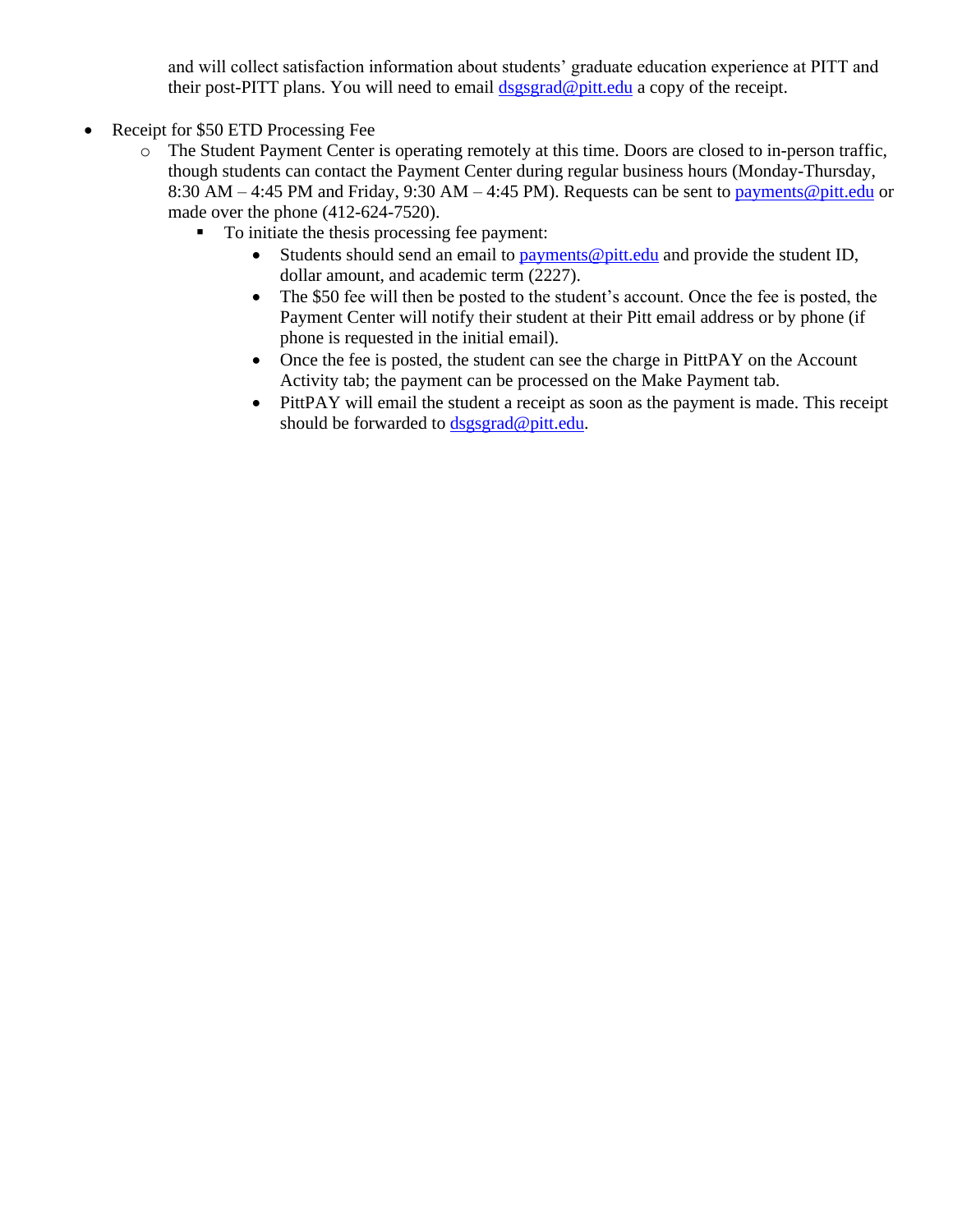and will collect satisfaction information about students' graduate education experience at PITT and their post-PITT plans. You will need to email dsgsgrad@pitt.edu a copy of the receipt.

- Receipt for $50 ETD Processing Fee
  - The Student Payment Center is operating remotely at this time. Doors are closed to in-person traffic, though students can contact the Payment Center during regular business hours (Monday-Thursday, 8:30 AM – 4:45 PM and Friday, 9:30 AM – 4:45 PM). Requests can be sent to payments@pitt.edu or made over the phone (412-624-7520).
    - To initiate the thesis processing fee payment:
      - Students should send an email to payments@pitt.edu and provide the student ID, dollar amount, and academic term (2227).
      - The $50 fee will then be posted to the student's account. Once the fee is posted, the Payment Center will notify their student at their Pitt email address or by phone (if phone is requested in the initial email).
      - Once the fee is posted, the student can see the charge in PittPAY on the Account Activity tab; the payment can be processed on the Make Payment tab.
      - PittPAY will email the student a receipt as soon as the payment is made. This receipt should be forwarded to dsgsgrad@pitt.edu.